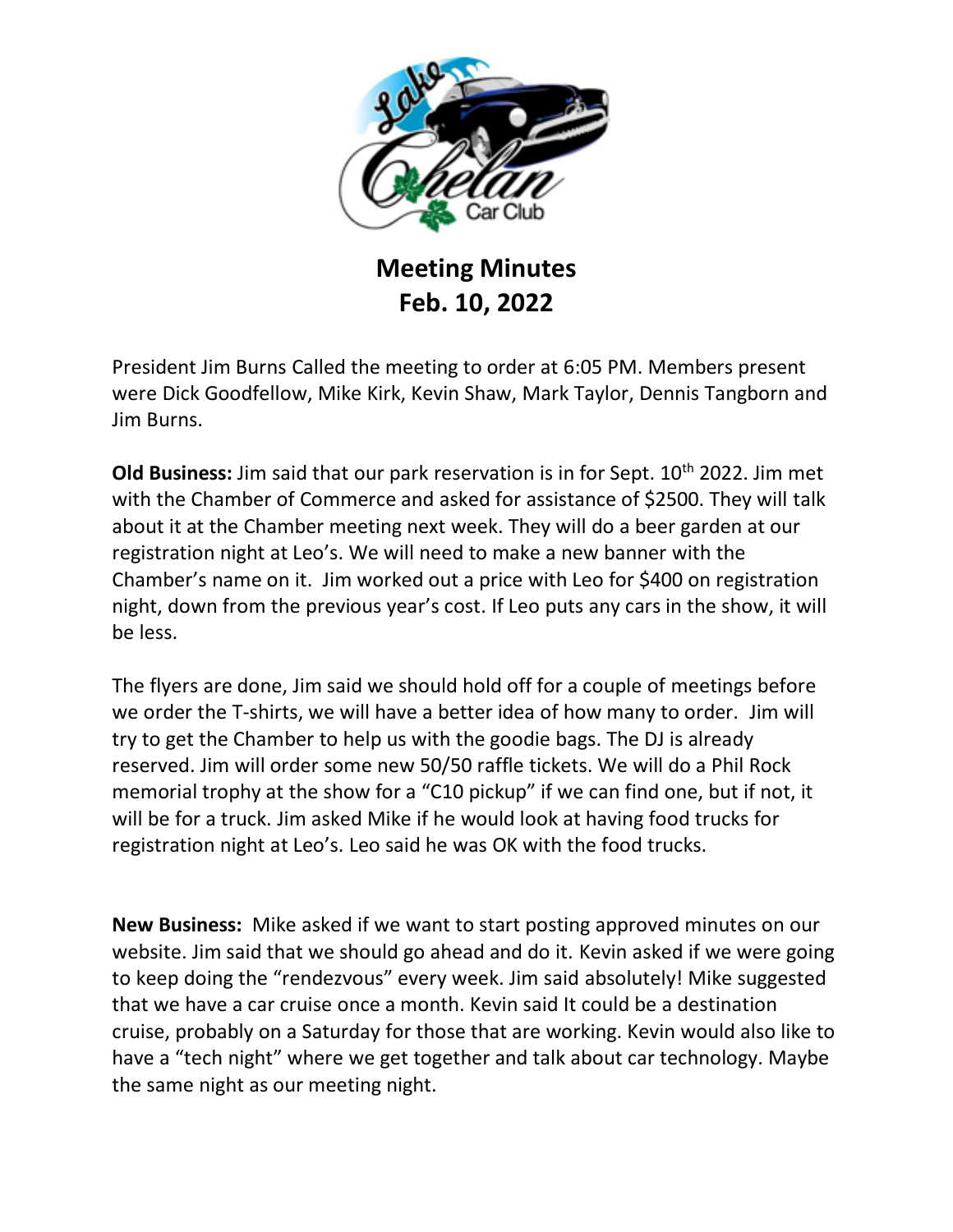# Meeting Minutes
# Feb. 10, 2022

President Jim Burns Called the meeting to order at 6:05 PM. Members present were Dick Goodfellow, Mike Kirk, Kevin Shaw, Mark Taylor, Dennis Tangborn and Jim Burns.

**Old Business:** Jim said that our park reservation is in for Sept. 10th 2022. Jim met with the Chamber of Commerce and asked for assistance of $2500. They will talk about it at the Chamber meeting next week. They will do a beer garden at our registration night at Leo's. We will need to make a new banner with the Chamber's name on it. Jim worked out a price with Leo for $400 on registration night, down from the previous year's cost. If Leo puts any cars in the show, it will be less.

The flyers are done, Jim said we should hold off for a couple of meetings before we order the T-shirts, we will have a better idea of how many to order. Jim will try to get the Chamber to help us with the goodie bags. The DJ is already reserved. Jim will order some new 50/50 raffle tickets. We will do a Phil Rock memorial trophy at the show for a "C10 pickup" if we can find one, but if not, it will be for a truck. Jim asked Mike if he would look at having food trucks for registration night at Leo's. Leo said he was OK with the food trucks.

**New Business:** Mike asked if we want to start posting approved minutes on our website. Jim said that we should go ahead and do it. Kevin asked if we were going to keep doing the "rendezvous" every week. Jim said absolutely! Mike suggested that we have a car cruise once a month. Kevin said It could be a destination cruise, probably on a Saturday for those that are working. Kevin would also like to have a "tech night" where we get together and talk about car technology. Maybe the same night as our meeting night.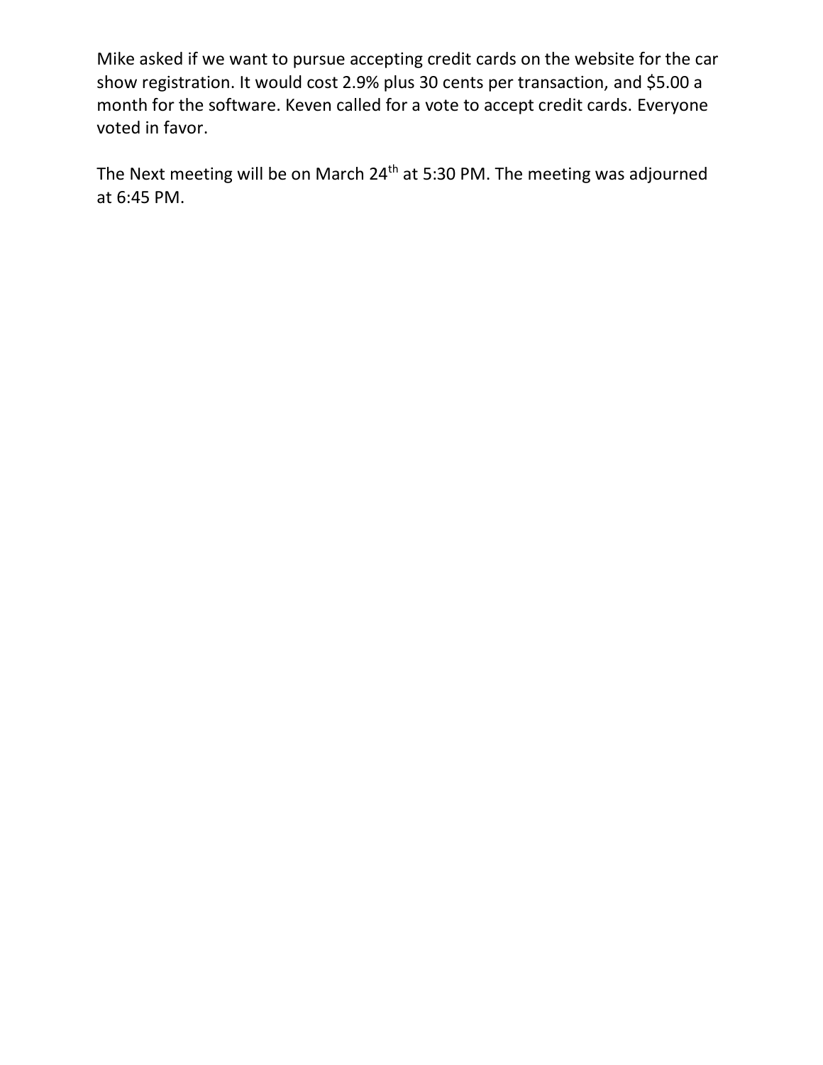Mike asked if we want to pursue accepting credit cards on the website for the car show registration. It would cost 2.9% plus 30 cents per transaction, and $5.00 a month for the software. Keven called for a vote to accept credit cards. Everyone voted in favor.

The Next meeting will be on March 24th at 5:30 PM. The meeting was adjourned at 6:45 PM.